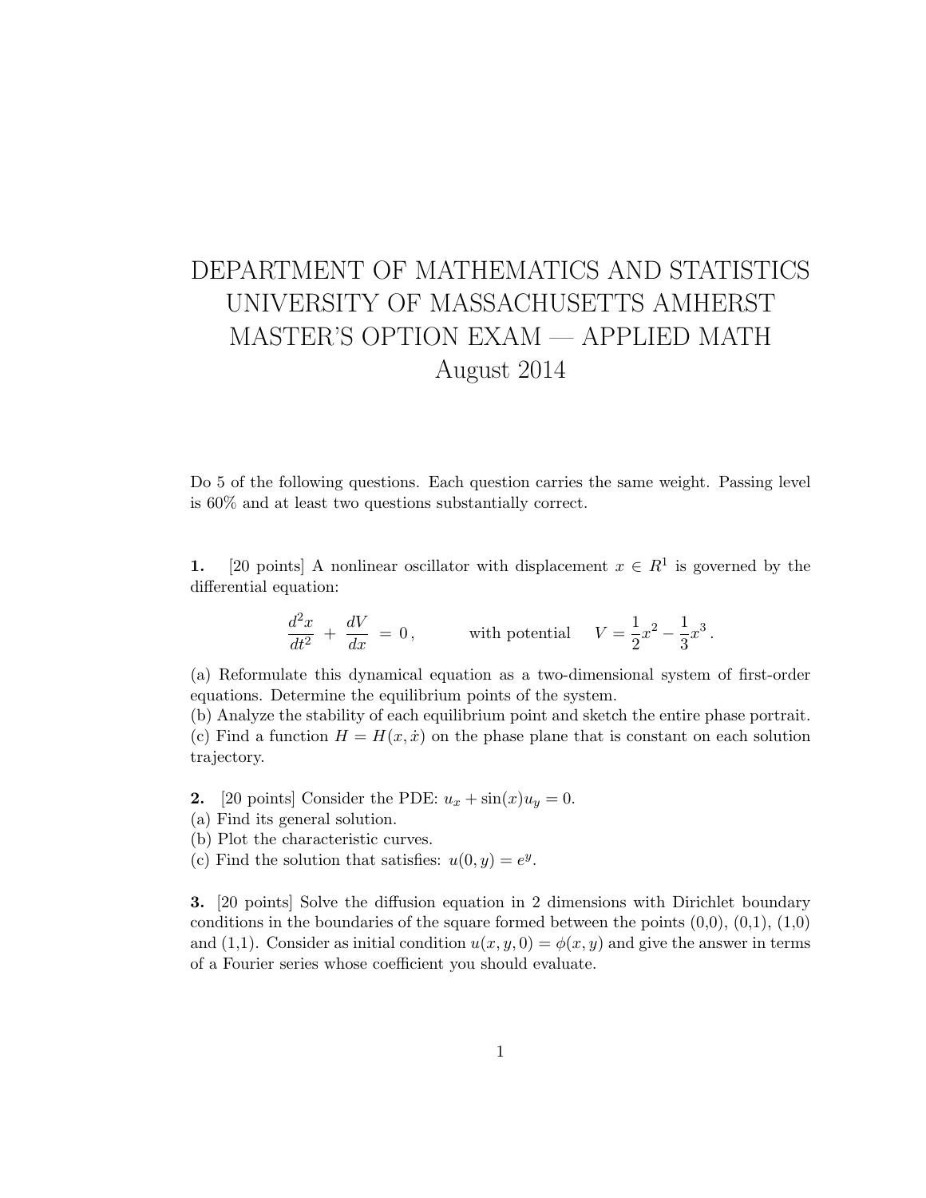# DEPARTMENT OF MATHEMATICS AND STATISTICS
# UNIVERSITY OF MASSACHUSETTS AMHERST
# MASTER'S OPTION EXAM — APPLIED MATH
# August 2014

Do 5 of the following questions. Each question carries the same weight. Passing level is 60% and at least two questions substantially correct.

**1.** [20 points] A nonlinear oscillator with displacement $x \in R^1$ is governed by the differential equation:

$$\frac{d^2x}{dt^2} + \frac{dV}{dx} = 0, \qquad \text{with potential} \quad V = \frac{1}{2}x^2 - \frac{1}{3}x^3.$$

(a) Reformulate this dynamical equation as a two-dimensional system of first-order equations. Determine the equilibrium points of the system.
(b) Analyze the stability of each equilibrium point and sketch the entire phase portrait.
(c) Find a function $H = H(x, \dot{x})$ on the phase plane that is constant on each solution trajectory.

**2.** [20 points] Consider the PDE: $u_x + \sin(x)u_y = 0$.
(a) Find its general solution.
(b) Plot the characteristic curves.
(c) Find the solution that satisfies: $u(0, y) = e^y$.

**3.** [20 points] Solve the diffusion equation in 2 dimensions with Dirichlet boundary conditions in the boundaries of the square formed between the points (0,0), (0,1), (1,0) and (1,1). Consider as initial condition $u(x, y, 0) = \phi(x, y)$ and give the answer in terms of a Fourier series whose coefficient you should evaluate.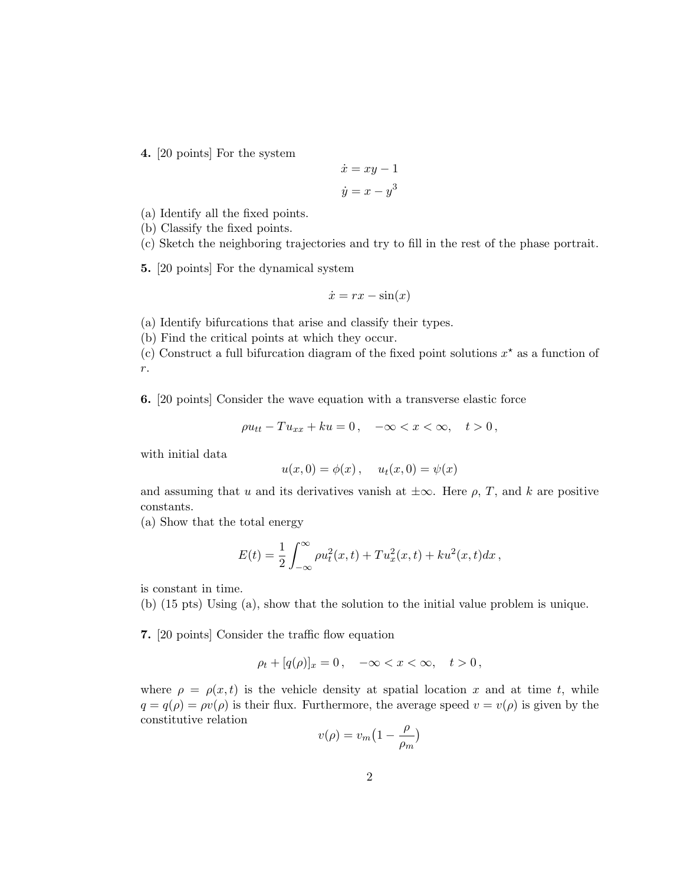**4.** [20 points] For the system

$$\dot{x} = xy - 1$$

$$\dot{y} = x - y^3$$

(a) Identify all the fixed points.
(b) Classify the fixed points.
(c) Sketch the neighboring trajectories and try to fill in the rest of the phase portrait.

**5.** [20 points] For the dynamical system

$$\dot{x} = rx - \sin(x)$$

(a) Identify bifurcations that arise and classify their types.
(b) Find the critical points at which they occur.
(c) Construct a full bifurcation diagram of the fixed point solutions $x^\star$ as a function of $r$.

**6.** [20 points] Consider the wave equation with a transverse elastic force

$$\rho u_{tt} - T u_{xx} + ku = 0\,, \quad -\infty < x < \infty, \quad t > 0\,,$$

with initial data

$$u(x, 0) = \phi(x)\,, \quad u_t(x, 0) = \psi(x)$$

and assuming that $u$ and its derivatives vanish at $\pm\infty$. Here $\rho$, $T$, and $k$ are positive constants.

(a) Show that the total energy

$$E(t) = \frac{1}{2}\int_{-\infty}^{\infty} \rho u_t^2(x,t) + T u_x^2(x,t) + k u^2(x,t) dx\,,$$

is constant in time.

(b) (15 pts) Using (a), show that the solution to the initial value problem is unique.

**7.** [20 points] Consider the traffic flow equation

$$\rho_t + [q(\rho)]_x = 0\,, \quad -\infty < x < \infty, \quad t > 0\,,$$

where $\rho = \rho(x,t)$ is the vehicle density at spatial location $x$ and at time $t$, while $q = q(\rho) = \rho v(\rho)$ is their flux. Furthermore, the average speed $v = v(\rho)$ is given by the constitutive relation

$$v(\rho) = v_m\big(1 - \frac{\rho}{\rho_m}\big)$$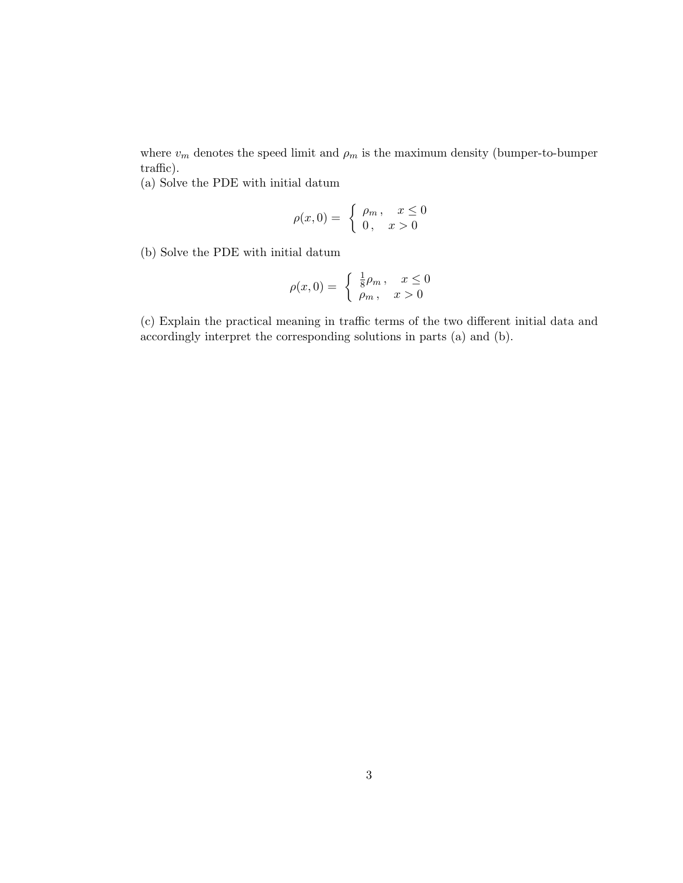where $v_m$ denotes the speed limit and $\rho_m$ is the maximum density (bumper-to-bumper traffic).

(a) Solve the PDE with initial datum

$$\rho(x,0) = \begin{cases} \rho_m\,, & x \leq 0 \\ 0\,, & x > 0 \end{cases}$$

(b) Solve the PDE with initial datum

$$\rho(x,0) = \begin{cases} \frac{1}{8}\rho_m\,, & x \leq 0 \\ \rho_m\,, & x > 0 \end{cases}$$

(c) Explain the practical meaning in traffic terms of the two different initial data and accordingly interpret the corresponding solutions in parts (a) and (b).